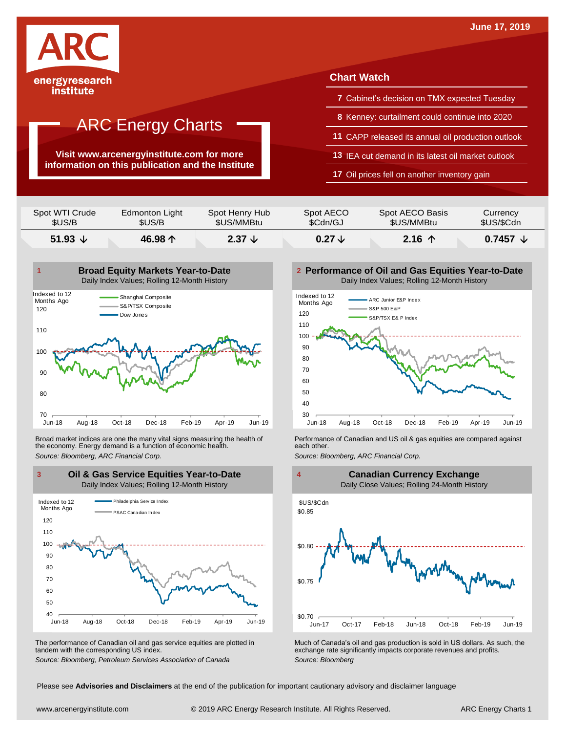ARC energyresearch institute

June 17, 2019

# ARC Energy Charts

**Visit www.arcenergyinstitute.com for more information on this publication and the Institute**

## Chart Watch

- **7** Cabinet's decision on TMX expected Tuesday
- **8** Kenney: curtailment could continue into 2020
- **11** CAPP released its annual oil production outlook
- **13** IEA cut demand in its latest oil market outlook
- **17** Oil prices fell on another inventory gain

| Spot WTI Crude $US/B | Edmonton Light $US/B | Spot Henry Hub $US/MMBtu | Spot AECO $Cdn/GJ | Spot AECO Basis $US/MMBtu | Currency $US/$Cdn |
|---|---|---|---|---|---|
| **51.93 ↓** | **46.98 ↑** | **2.37 ↓** | **0.27 ↓** | **2.16 ↑** | **0.7457 ↓** |

### 1 Broad Equity Markets Year-to-Date
Daily Index Values; Rolling 12-Month History

Broad market indices are one the many vital signs measuring the health of the economy. Energy demand is a function of economic health.

*Source: Bloomberg, ARC Financial Corp.*

### 2 Performance of Oil and Gas Equities Year-to-Date
Daily Index Values; Rolling 12-Month History

Performance of Canadian and US oil & gas equities are compared against each other.

*Source: Bloomberg, ARC Financial Corp.*

### 3 Oil & Gas Service Equities Year-to-Date
Daily Index Values; Rolling 12-Month History

The performance of Canadian oil and gas service equities are plotted in tandem with the corresponding US index.

*Source: Bloomberg, Petroleum Services Association of Canada*

### 4 Canadian Currency Exchange
Daily Close Values; Rolling 24-Month History

Much of Canada's oil and gas production is sold in US dollars. As such, the exchange rate significantly impacts corporate revenues and profits.

*Source: Bloomberg*

Please see **Advisories and Disclaimers** at the end of the publication for important cautionary advisory and disclaimer language

www.arcenergyinstitute.com © 2019 ARC Energy Research Institute. All Rights Reserved.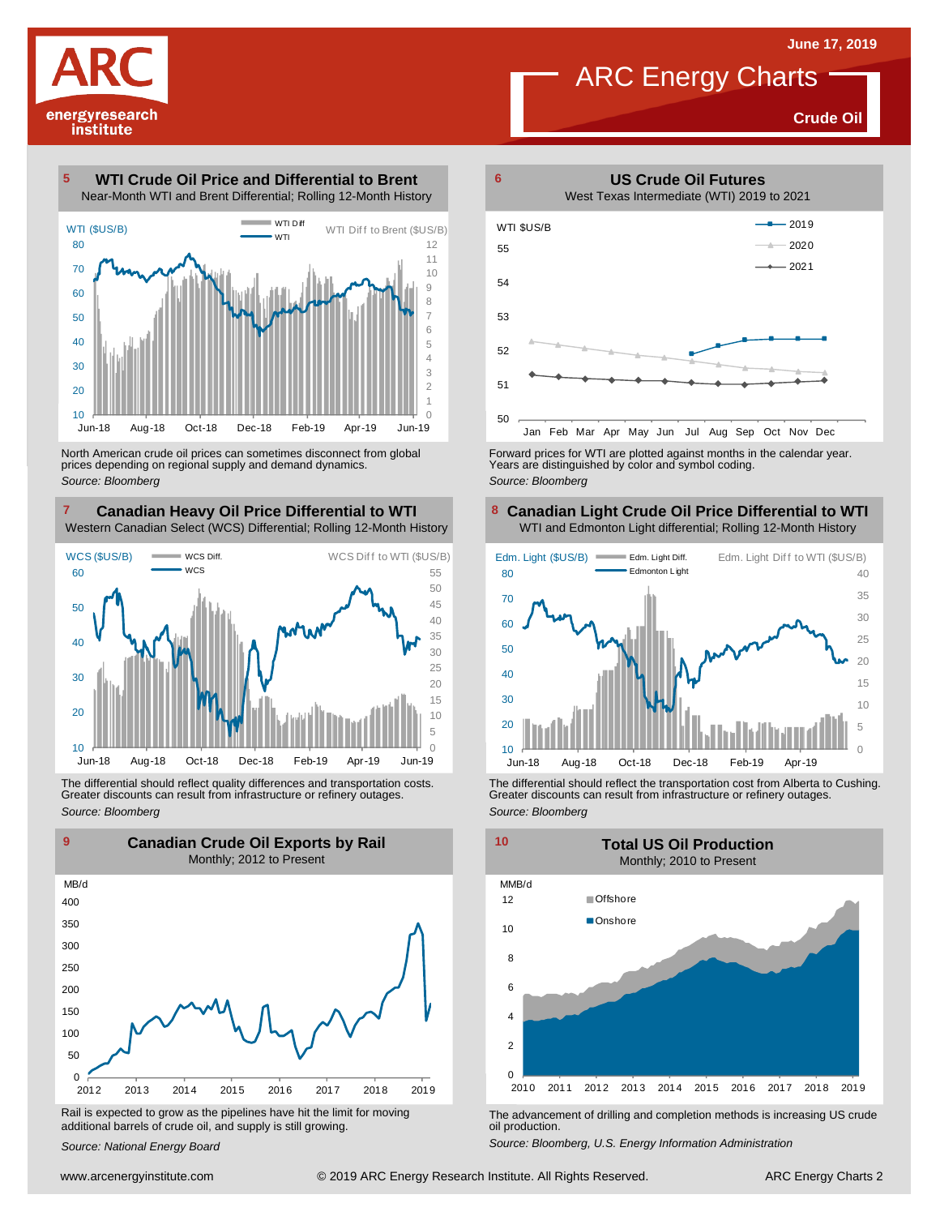June 17, 2019

# ARC Energy Charts

**Crude Oil**

### 5 WTI Crude Oil Price and Differential to Brent

Near-Month WTI and Brent Differential; Rolling 12-Month History

North American crude oil prices can sometimes disconnect from global prices depending on regional supply and demand dynamics.

*Source: Bloomberg*

### 6 US Crude Oil Futures

West Texas Intermediate (WTI) 2019 to 2021

Forward prices for WTI are plotted against months in the calendar year. Years are distinguished by color and symbol coding.

*Source: Bloomberg*

### 7 Canadian Heavy Oil Price Differential to WTI

Western Canadian Select (WCS) Differential; Rolling 12-Month History

The differential should reflect quality differences and transportation costs. Greater discounts can result from infrastructure or refinery outages.

*Source: Bloomberg*

### 8 Canadian Light Crude Oil Price Differential to WTI

WTI and Edmonton Light differential; Rolling 12-Month History

The differential should reflect the transportation cost from Alberta to Cushing. Greater discounts can result from infrastructure or refinery outages.

*Source: Bloomberg*

### 9 Canadian Crude Oil Exports by Rail

Monthly; 2012 to Present

Rail is expected to grow as the pipelines have hit the limit for moving additional barrels of crude oil, and supply is still growing.

*Source: National Energy Board*

### 10 Total US Oil Production

Monthly; 2010 to Present

The advancement of drilling and completion methods is increasing US crude oil production.

*Source: Bloomberg, U.S. Energy Information Administration*

www.arcenergyinstitute.com © 2019 ARC Energy Research Institute. All Rights Reserved.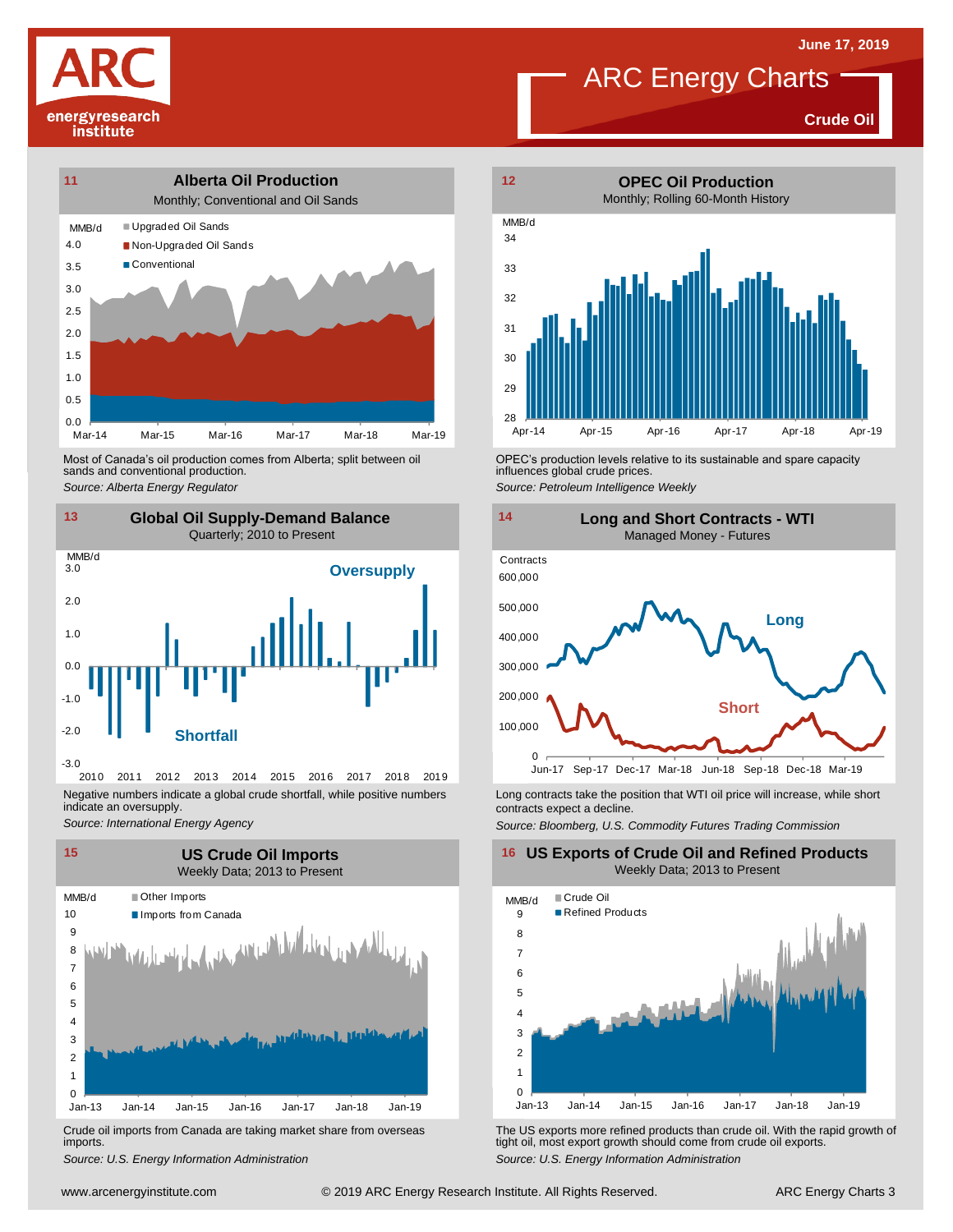# ARC Energy Charts

June 17, 2019

**Crude Oil**

## 11 Alberta Oil Production

Monthly; Conventional and Oil Sands

MMB/d

- Upgraded Oil Sands
- Non-Upgraded Oil Sands
- Conventional

4.0, 3.5, 3.0, 2.5, 2.0, 1.5, 1.0, 0.5, 0.0

Mar-14, Mar-15, Mar-16, Mar-17, Mar-18, Mar-19

Most of Canada's oil production comes from Alberta; split between oil sands and conventional production.

*Source: Alberta Energy Regulator*

## 12 OPEC Oil Production

Monthly; Rolling 60-Month History

MMB/d

34, 33, 32, 31, 30, 29, 28

Apr-14, Apr-15, Apr-16, Apr-17, Apr-18, Apr-19

OPEC's production levels relative to its sustainable and spare capacity influences global crude prices.

*Source: Petroleum Intelligence Weekly*

## 13 Global Oil Supply-Demand Balance

Quarterly; 2010 to Present

MMB/d

Oversupply

Shortfall

3.0, 2.0, 1.0, 0.0, -1.0, -2.0, -3.0

2010, 2011, 2012, 2013, 2014, 2015, 2016, 2017, 2018, 2019

Negative numbers indicate a global crude shortfall, while positive numbers indicate an oversupply.

*Source: International Energy Agency*

## 14 Long and Short Contracts - WTI

Managed Money - Futures

Contracts

Long

Short

600,000, 500,000, 400,000, 300,000, 200,000, 100,000, 0

Jun-17, Sep-17, Dec-17, Mar-18, Jun-18, Sep-18, Dec-18, Mar-19

Long contracts take the position that WTI oil price will increase, while short contracts expect a decline.

*Source: Bloomberg, U.S. Commodity Futures Trading Commission*

## 15 US Crude Oil Imports

Weekly Data; 2013 to Present

MMB/d

- Other Imports
- Imports from Canada

10, 9, 8, 7, 6, 5, 4, 3, 2, 1, 0

Jan-13, Jan-14, Jan-15, Jan-16, Jan-17, Jan-18, Jan-19

Crude oil imports from Canada are taking market share from overseas imports.

*Source: U.S. Energy Information Administration*

## 16 US Exports of Crude Oil and Refined Products

Weekly Data; 2013 to Present

MMB/d

- Crude Oil
- Refined Products

9, 8, 7, 6, 5, 4, 3, 2, 1, 0

Jan-13, Jan-14, Jan-15, Jan-16, Jan-17, Jan-18, Jan-19

The US exports more refined products than crude oil. With the rapid growth of tight oil, most export growth should come from crude oil exports.

*Source: U.S. Energy Information Administration*

www.arcenergyinstitute.com © 2019 ARC Energy Research Institute. All Rights Reserved.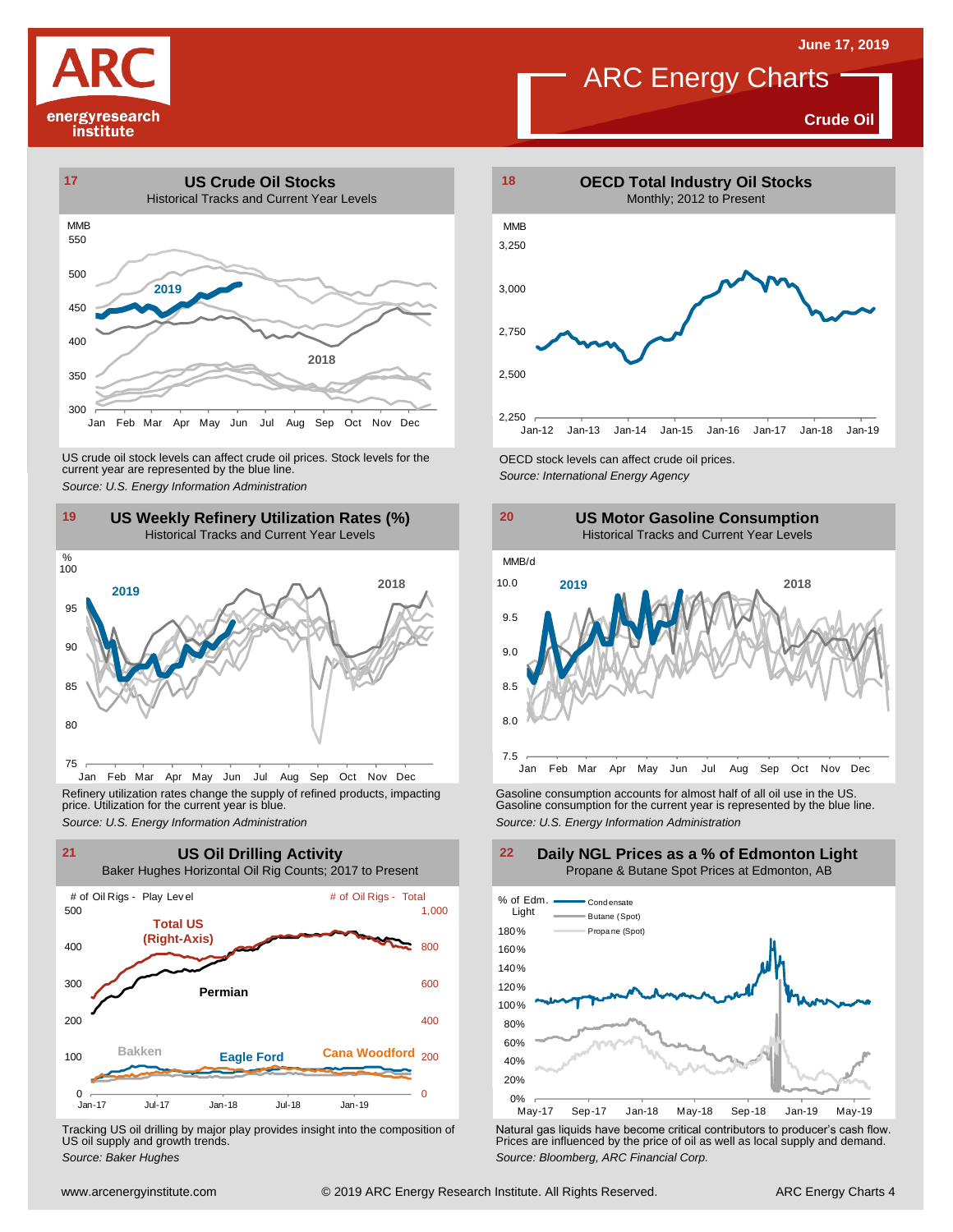# ARC Energy Charts

June 17, 2019

**Crude Oil**

## 17 US Crude Oil Stocks

Historical Tracks and Current Year Levels

US crude oil stock levels can affect crude oil prices. Stock levels for the current year are represented by the blue line.

*Source: U.S. Energy Information Administration*

## 18 OECD Total Industry Oil Stocks

Monthly; 2012 to Present

OECD stock levels can affect crude oil prices.

*Source: International Energy Agency*

## 19 US Weekly Refinery Utilization Rates (%)

Historical Tracks and Current Year Levels

Refinery utilization rates change the supply of refined products, impacting price. Utilization for the current year is blue.

*Source: U.S. Energy Information Administration*

## 20 US Motor Gasoline Consumption

Historical Tracks and Current Year Levels

Gasoline consumption accounts for almost half of all oil use in the US. Gasoline consumption for the current year is represented by the blue line.

*Source: U.S. Energy Information Administration*

## 21 US Oil Drilling Activity

Baker Hughes Horizontal Oil Rig Counts; 2017 to Present

Tracking US oil drilling by major play provides insight into the composition of US oil supply and growth trends.

*Source: Baker Hughes*

## 22 Daily NGL Prices as a % of Edmonton Light

Propane & Butane Spot Prices at Edmonton, AB

Natural gas liquids have become critical contributors to producer's cash flow. Prices are influenced by the price of oil as well as local supply and demand.

*Source: Bloomberg, ARC Financial Corp.*

www.arcenergyinstitute.com © 2019 ARC Energy Research Institute. All Rights Reserved.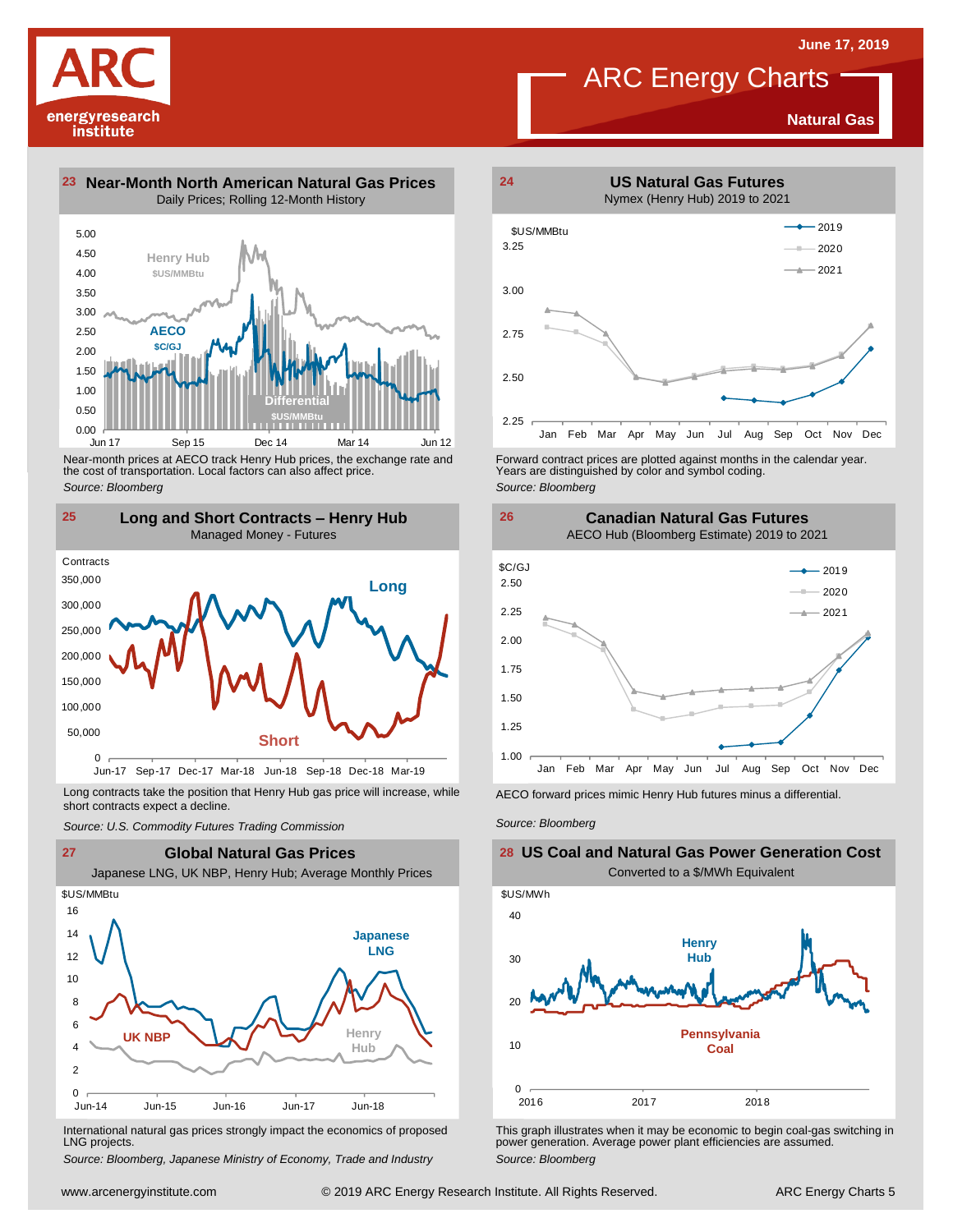# ARC Energy Charts

June 17, 2019

## Natural Gas

### 23 Near-Month North American Natural Gas Prices

Daily Prices; Rolling 12-Month History

Henry Hub $US/MMBtu

AECO $C/GJ

Differential $US/MMBtu

Near-month prices at AECO track Henry Hub prices, the exchange rate and the cost of transportation. Local factors can also affect price.

*Source: Bloomberg*

### 24 US Natural Gas Futures

Nymex (Henry Hub) 2019 to 2021

Forward contract prices are plotted against months in the calendar year. Years are distinguished by color and symbol coding.

*Source: Bloomberg*

### 25 Long and Short Contracts – Henry Hub

Managed Money - Futures

Long contracts take the position that Henry Hub gas price will increase, while short contracts expect a decline.

*Source: U.S. Commodity Futures Trading Commission*

### 26 Canadian Natural Gas Futures

AECO Hub (Bloomberg Estimate) 2019 to 2021

AECO forward prices mimic Henry Hub futures minus a differential.

*Source: Bloomberg*

### 27 Global Natural Gas Prices

Japanese LNG, UK NBP, Henry Hub; Average Monthly Prices

International natural gas prices strongly impact the economics of proposed LNG projects.

*Source: Bloomberg, Japanese Ministry of Economy, Trade and Industry*

### 28 US Coal and Natural Gas Power Generation Cost

Converted to a $/MWh Equivalent

This graph illustrates when it may be economic to begin coal-gas switching in power generation. Average power plant efficiencies are assumed.

*Source: Bloomberg*

www.arcenergyinstitute.com © 2019 ARC Energy Research Institute. All Rights Reserved.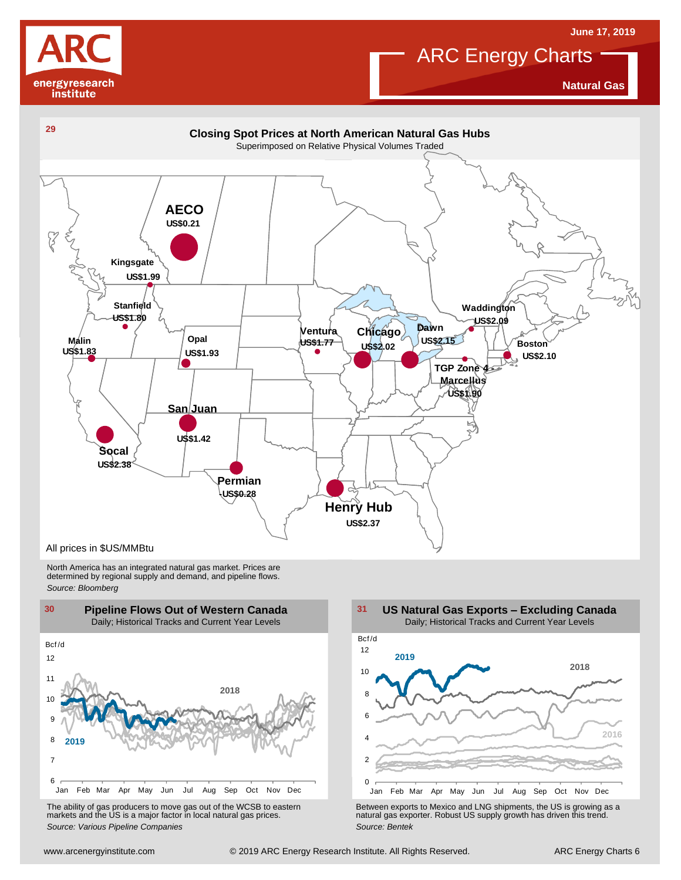# ARC Energy Charts

**Natural Gas**

June 17, 2019

## 29 Closing Spot Prices at North American Natural Gas Hubs

Superimposed on Relative Physical Volumes Traded

| Hub | Price |
|---|---|
| AECO | US$0.21 |
| Kingsgate | US$1.99 |
| Stanfield | US$1.80 |
| Malin | US$1.83 |
| Opal | US$1.93 |
| San Juan | US$1.42 |
| Socal | US$2.38 |
| Permian | -US$0.28 |
| Henry Hub | US$2.37 |
| Ventura | US$1.77 |
| Chicago | US$2.02 |
| Dawn | US$2.15 |
| Waddington | US$2.09 |
| Boston | US$2.10 |
| TGP Zone 4 - Marcellus | US$1.90 |

All prices in $US/MMBtu

North America has an integrated natural gas market. Prices are determined by regional supply and demand, and pipeline flows.

*Source: Bloomberg*

## 30 Pipeline Flows Out of Western Canada

Daily; Historical Tracks and Current Year Levels

The ability of gas producers to move gas out of the WCSB to eastern markets and the US is a major factor in local natural gas prices.

*Source: Various Pipeline Companies*

## 31 US Natural Gas Exports – Excluding Canada

Daily; Historical Tracks and Current Year Levels

Between exports to Mexico and LNG shipments, the US is growing as a natural gas exporter. Robust US supply growth has driven this trend.

*Source: Bentek*

www.arcenergyinstitute.com © 2019 ARC Energy Research Institute. All Rights Reserved.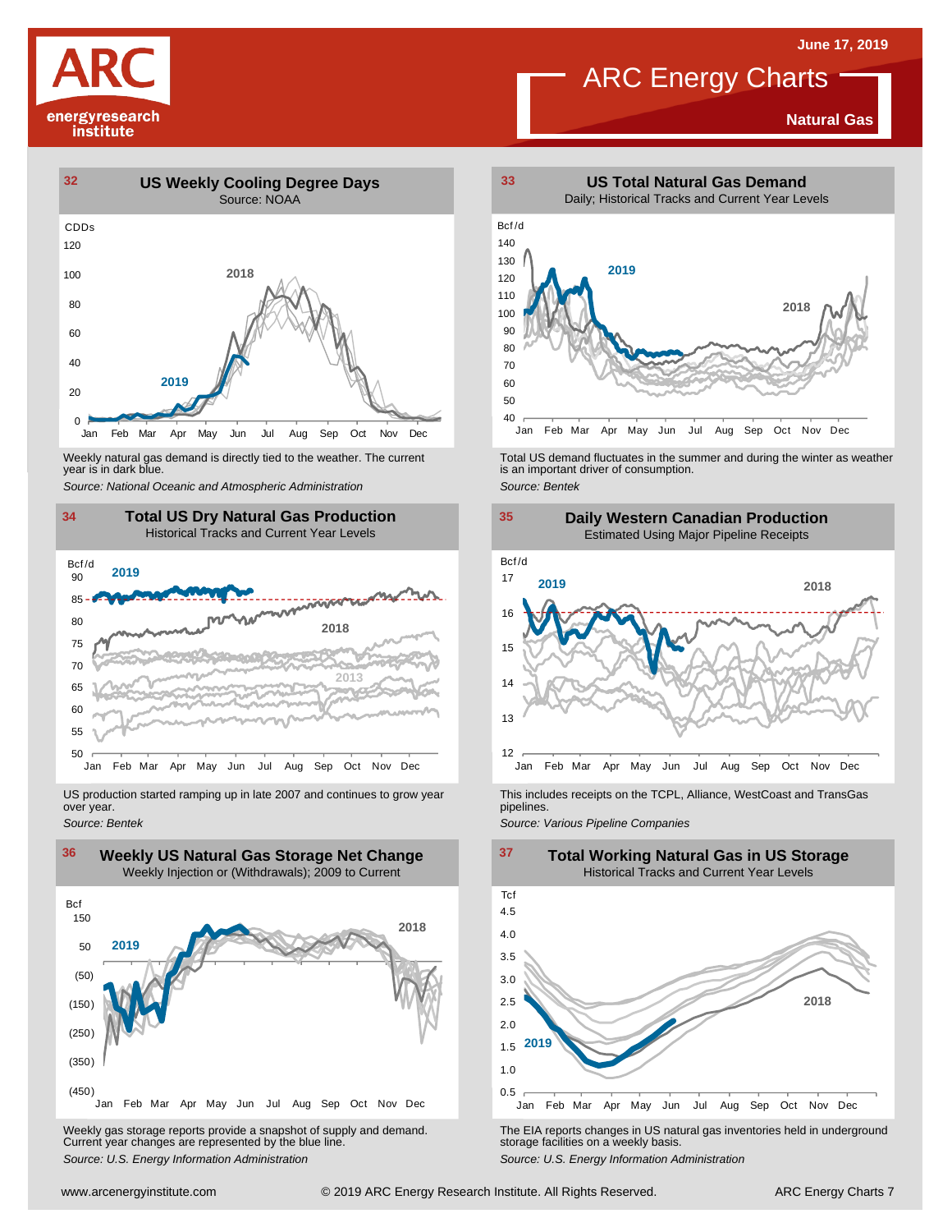# ARC Energy Charts

June 17, 2019

**Natural Gas**

## 32 US Weekly Cooling Degree Days

Source: NOAA

Weekly natural gas demand is directly tied to the weather. The current year is in dark blue.

*Source: National Oceanic and Atmospheric Administration*

## 33 US Total Natural Gas Demand

Daily; Historical Tracks and Current Year Levels

Total US demand fluctuates in the summer and during the winter as weather is an important driver of consumption.

*Source: Bentek*

## 34 Total US Dry Natural Gas Production

Historical Tracks and Current Year Levels

US production started ramping up in late 2007 and continues to grow year over year.

*Source: Bentek*

## 35 Daily Western Canadian Production

Estimated Using Major Pipeline Receipts

This includes receipts on the TCPL, Alliance, WestCoast and TransGas pipelines.

*Source: Various Pipeline Companies*

## 36 Weekly US Natural Gas Storage Net Change

Weekly Injection or (Withdrawals); 2009 to Current

Weekly gas storage reports provide a snapshot of supply and demand. Current year changes are represented by the blue line.

*Source: U.S. Energy Information Administration*

## 37 Total Working Natural Gas in US Storage

Historical Tracks and Current Year Levels

The EIA reports changes in US natural gas inventories held in underground storage facilities on a weekly basis.

*Source: U.S. Energy Information Administration*

www.arcenergyinstitute.com © 2019 ARC Energy Research Institute. All Rights Reserved.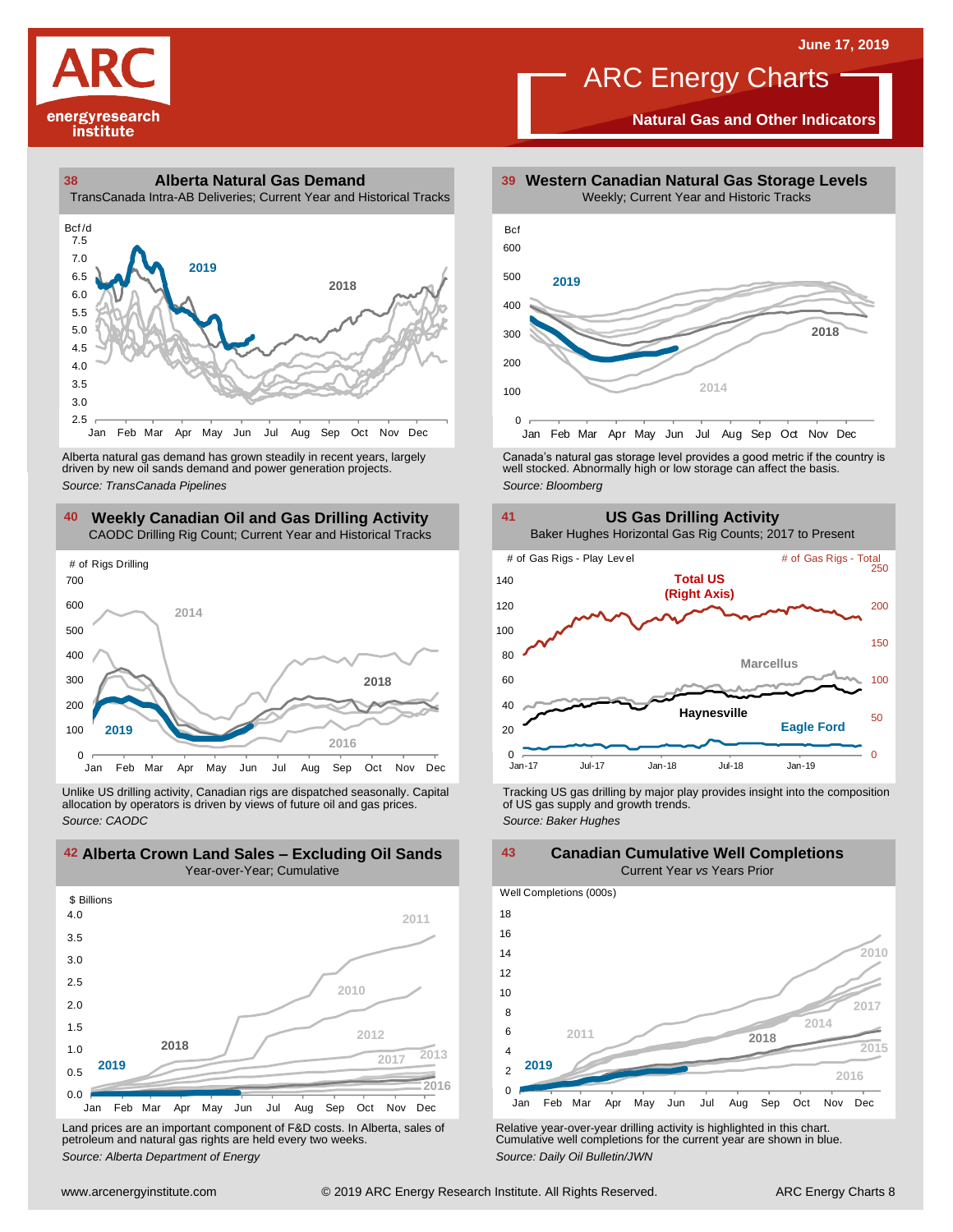ARC energyresearch institute

June 17, 2019

# ARC Energy Charts

**Natural Gas and Other Indicators**

## 38 Alberta Natural Gas Demand

TransCanada Intra-AB Deliveries; Current Year and Historical Tracks

Alberta natural gas demand has grown steadily in recent years, largely driven by new oil sands demand and power generation projects.

*Source: TransCanada Pipelines*

## 39 Western Canadian Natural Gas Storage Levels

Weekly; Current Year and Historic Tracks

Canada's natural gas storage level provides a good metric if the country is well stocked. Abnormally high or low storage can affect the basis.

*Source: Bloomberg*

## 40 Weekly Canadian Oil and Gas Drilling Activity

CAODC Drilling Rig Count; Current Year and Historical Tracks

Unlike US drilling activity, Canadian rigs are dispatched seasonally. Capital allocation by operators is driven by views of future oil and gas prices.

*Source: CAODC*

## 41 US Gas Drilling Activity

Baker Hughes Horizontal Gas Rig Counts; 2017 to Present

Tracking US gas drilling by major play provides insight into the composition of US gas supply and growth trends.

*Source: Baker Hughes*

## 42 Alberta Crown Land Sales – Excluding Oil Sands

Year-over-Year; Cumulative

Land prices are an important component of F&D costs. In Alberta, sales of petroleum and natural gas rights are held every two weeks.

*Source: Alberta Department of Energy*

## 43 Canadian Cumulative Well Completions

Current Year *vs* Years Prior

Relative year-over-year drilling activity is highlighted in this chart. Cumulative well completions for the current year are shown in blue.

*Source: Daily Oil Bulletin/JWN*

www.arcenergyinstitute.com © 2019 ARC Energy Research Institute. All Rights Reserved.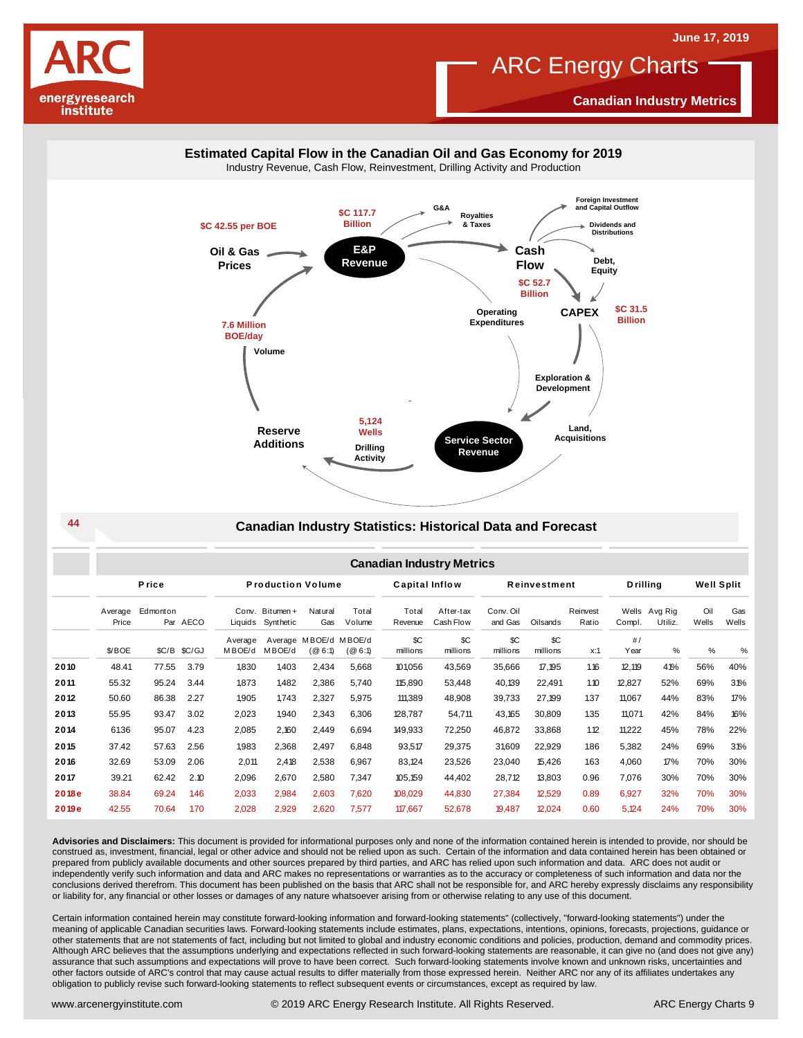# ARC Energy Charts

June 17, 2019

**Canadian Industry Metrics**

## Estimated Capital Flow in the Canadian Oil and Gas Economy for 2019

Industry Revenue, Cash Flow, Reinvestment, Drilling Activity and Production

$C 42.55 per BOE

Oil & Gas Prices

$C 117.7 Billion

E&P Revenue

G&A

Royalties & Taxes

Foreign Investment and Capital Outflow

Dividends and Distributions

Cash Flow

Debt, Equity

$C 52.7 Billion

Operating Expenditures

CAPEX

$C 31.5 Billion

7.6 Million BOE/day

Volume

Exploration & Development

5,124 Wells

Reserve Additions

Drilling Activity

Service Sector Revenue

Land, Acquisitions

## Canadian Industry Statistics: Historical Data and Forecast

| | Canadian Industry Metrics | | | | | | | | | | | | | | | | |
|---|---|---|---|---|---|---|---|---|---|---|---|---|---|---|---|---|---|
| | Price | | | Production Volume | | | | Capital Inflow | | Reinvestment | | | Drilling | | Well Split | |
| | Average Price | Edmonton Par | AECO | Conv. Liquids | Bitumen + Synthetic | Natural Gas | Total Volume | Total Revenue | After-tax Cash Flow | Conv. Oil and Gas | Oilsands | Reinvest Ratio | Wells Compl. | Avg Rig Utiliz. | Oil Wells | Gas Wells |
| | $/BOE | $C/B | $C/GJ | Average MBOE/d | Average MBOE/d | MBOE/d (@ 6:1) | MBOE/d (@ 6:1) | $C millions | $C millions | $C millions | $C millions | x:1 | # / Year | % | % | % |
| 2010 | 48.41 | 77.55 | 3.79 | 1,830 | 1,403 | 2,434 | 5,668 | 101,056 | 43,569 | 35,666 | 17,195 | 1.16 | 12,119 | 41% | 56% | 40% |
| 2011 | 55.32 | 95.24 | 3.44 | 1,873 | 1,482 | 2,386 | 5,740 | 115,890 | 53,448 | 40,139 | 22,491 | 1.10 | 12,827 | 52% | 69% | 31% |
| 2012 | 50.60 | 86.38 | 2.27 | 1,905 | 1,743 | 2,327 | 5,975 | 111,389 | 48,908 | 39,733 | 27,199 | 1.37 | 11,067 | 44% | 83% | 17% |
| 2013 | 55.95 | 93.47 | 3.02 | 2,023 | 1,940 | 2,343 | 6,306 | 128,787 | 54,711 | 43,165 | 30,809 | 1.35 | 11,071 | 42% | 84% | 16% |
| 2014 | 61.36 | 95.07 | 4.23 | 2,085 | 2,160 | 2,449 | 6,694 | 149,933 | 72,250 | 46,872 | 33,868 | 1.12 | 11,222 | 45% | 78% | 22% |
| 2015 | 37.42 | 57.63 | 2.56 | 1,983 | 2,368 | 2,497 | 6,848 | 93,517 | 29,375 | 31,609 | 22,929 | 1.86 | 5,382 | 24% | 69% | 31% |
| 2016 | 32.69 | 53.09 | 2.06 | 2,011 | 2,418 | 2,538 | 6,967 | 83,124 | 23,526 | 23,040 | 15,426 | 1.63 | 4,060 | 17% | 70% | 30% |
| 2017 | 39.21 | 62.42 | 2.10 | 2,096 | 2,670 | 2,580 | 7,347 | 105,159 | 44,402 | 28,712 | 13,803 | 0.96 | 7,076 | 30% | 70% | 30% |
| 2018e | 38.84 | 69.24 | 1.46 | 2,033 | 2,984 | 2,603 | 7,620 | 108,029 | 44,830 | 27,384 | 12,529 | 0.89 | 6,927 | 32% | 70% | 30% |
| 2019e | 42.55 | 70.64 | 1.70 | 2,028 | 2,929 | 2,620 | 7,577 | 117,667 | 52,678 | 19,487 | 12,024 | 0.60 | 5,124 | 24% | 70% | 30% |

**Advisories and Disclaimers:** This document is provided for informational purposes only and none of the information contained herein is intended to provide, nor should be construed as, investment, financial, legal or other advice and should not be relied upon as such. Certain of the information and data contained herein has been obtained or prepared from publicly available documents and other sources prepared by third parties, and ARC has relied upon such information and data. ARC does not audit or independently verify such information and data and ARC makes no representations or warranties as to the accuracy or completeness of such information and data nor the conclusions derived therefrom. This document has been published on the basis that ARC shall not be responsible for, and ARC hereby expressly disclaims any responsibility or liability for, any financial or other losses or damages of any nature whatsoever arising from or otherwise relating to any use of this document.

Certain information contained herein may constitute forward-looking information and forward-looking statements" (collectively, "forward-looking statements") under the meaning of applicable Canadian securities laws. Forward-looking statements include estimates, plans, expectations, intentions, opinions, forecasts, projections, guidance or other statements that are not statements of fact, including but not limited to global and industry economic conditions and policies, production, demand and commodity prices. Although ARC believes that the assumptions underlying and expectations reflected in such forward-looking statements are reasonable, it can give no (and does not give any) assurance that such assumptions and expectations will prove to have been correct. Such forward-looking statements involve known and unknown risks, uncertainties and other factors outside of ARC's control that may cause actual results to differ materially from those expressed herein. Neither ARC nor any of its affiliates undertakes any obligation to publicly revise such forward-looking statements to reflect subsequent events or circumstances, except as required by law.

www.arcenergyinstitute.com © 2019 ARC Energy Research Institute. All Rights Reserved.